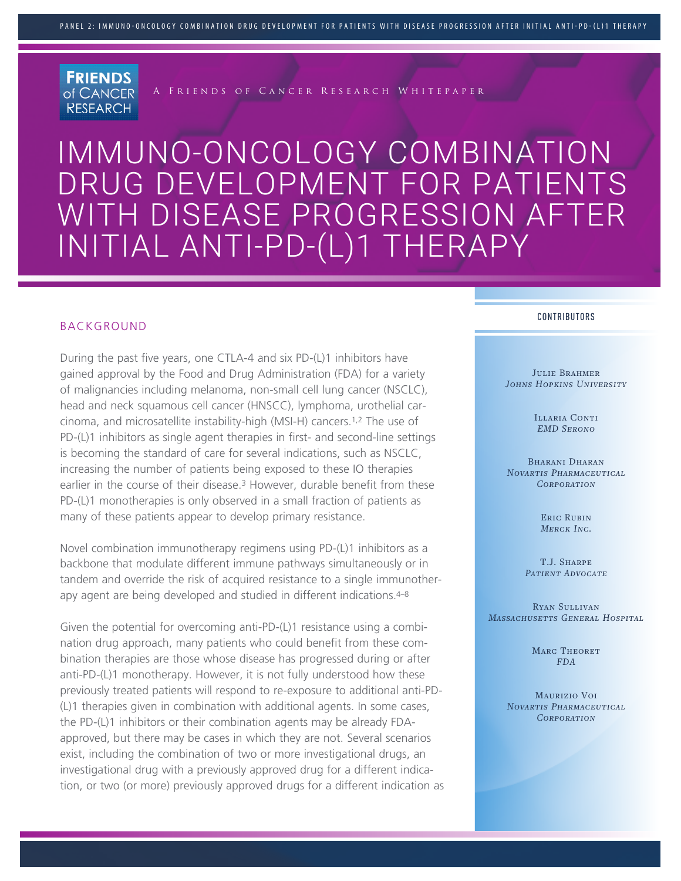A Friends of Cancer Research Whitepaper

# IMMUNO-ONCOLOGY COMBINATION DRUG DEVELOPMENT FOR PATIENTS WITH DISEASE PROGRESSION AFTER INITIAL ANTI-PD-(L)1 THERAPY

## BACKGROUND

During the past five years, one CTLA-4 and six PD-(L)1 inhibitors have gained approval by the Food and Drug Administration (FDA) for a variety of malignancies including melanoma, non-small cell lung cancer (NSCLC), head and neck squamous cell cancer (HNSCC), lymphoma, urothelial carcinoma, and microsatellite instability-high (MSI-H) cancers.[1,2] The use of PD-(L)1 inhibitors as single agent therapies in first- and second-line settings is becoming the standard of care for several indications, such as NSCLC, increasing the number of patients being exposed to these IO therapies earlier in the course of their disease.[3] However, durable benefit from these PD-(L)1 monotherapies is only observed in a small fraction of patients as many of these patients appear to develop primary resistance.

Novel combination immunotherapy regimens using PD-(L)1 inhibitors as a backbone that modulate different immune pathways simultaneously or in tandem and override the risk of acquired resistance to a single immunotherapy agent are being developed and studied in different indications.[4–8]

Given the potential for overcoming anti-PD-(L)1 resistance using a combination drug approach, many patients who could benefit from these combination therapies are those whose disease has progressed during or after anti-PD-(L)1 monotherapy. However, it is not fully understood how these previously treated patients will respond to re-exposure to additional anti-PD-(L)1 therapies given in combination with additional agents. In some cases, the PD-(L)1 inhibitors or their combination agents may be already FDA-approved, but there may be cases in which they are not. Several scenarios exist, including the combination of two or more investigational drugs, an investigational drug with a previously approved drug for a different indication, or two (or more) previously approved drugs for a different indication as

### CONTRIBUTORS

Julie Brahmer
*Johns Hopkins University*

Illaria Conti
*EMD Serono*

Bharani Dharan
*Novartis Pharmaceutical Corporation*

Eric Rubin
*Merck Inc.*

T.J. Sharpe
*Patient Advocate*

Ryan Sullivan
*Massachusetts General Hospital*

Marc Theoret
*FDA*

Maurizio Voi
*Novartis Pharmaceutical Corporation*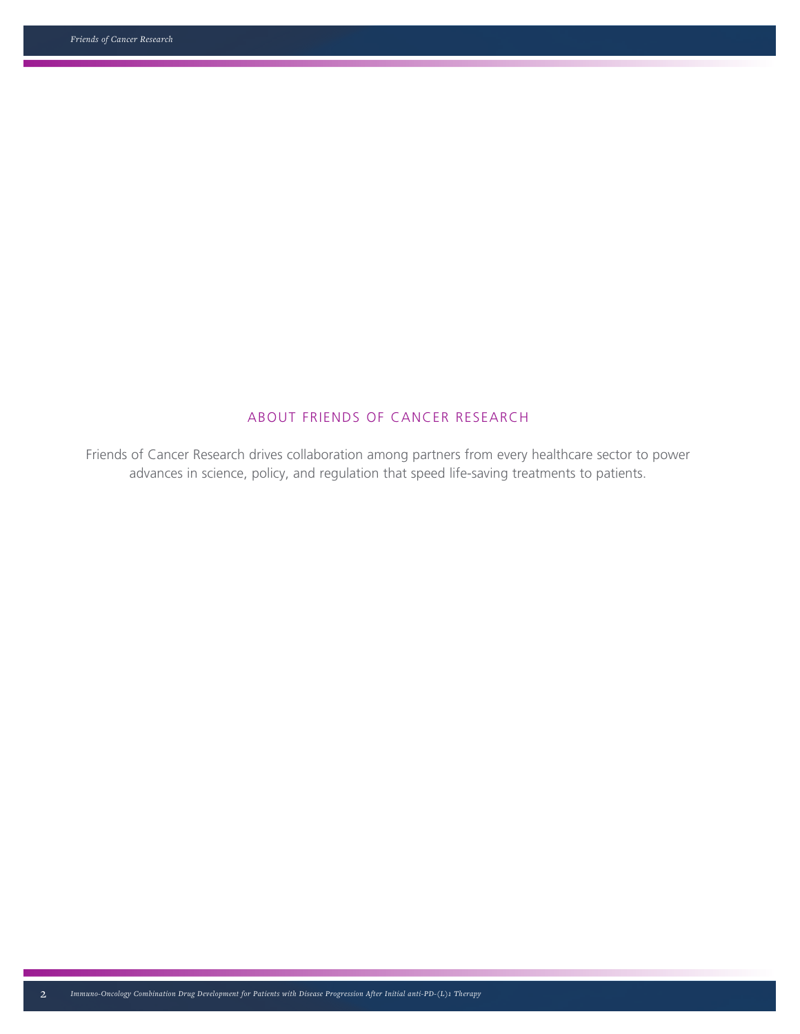## ABOUT FRIENDS OF CANCER RESEARCH

Friends of Cancer Research drives collaboration among partners from every healthcare sector to power advances in science, policy, and regulation that speed life-saving treatments to patients.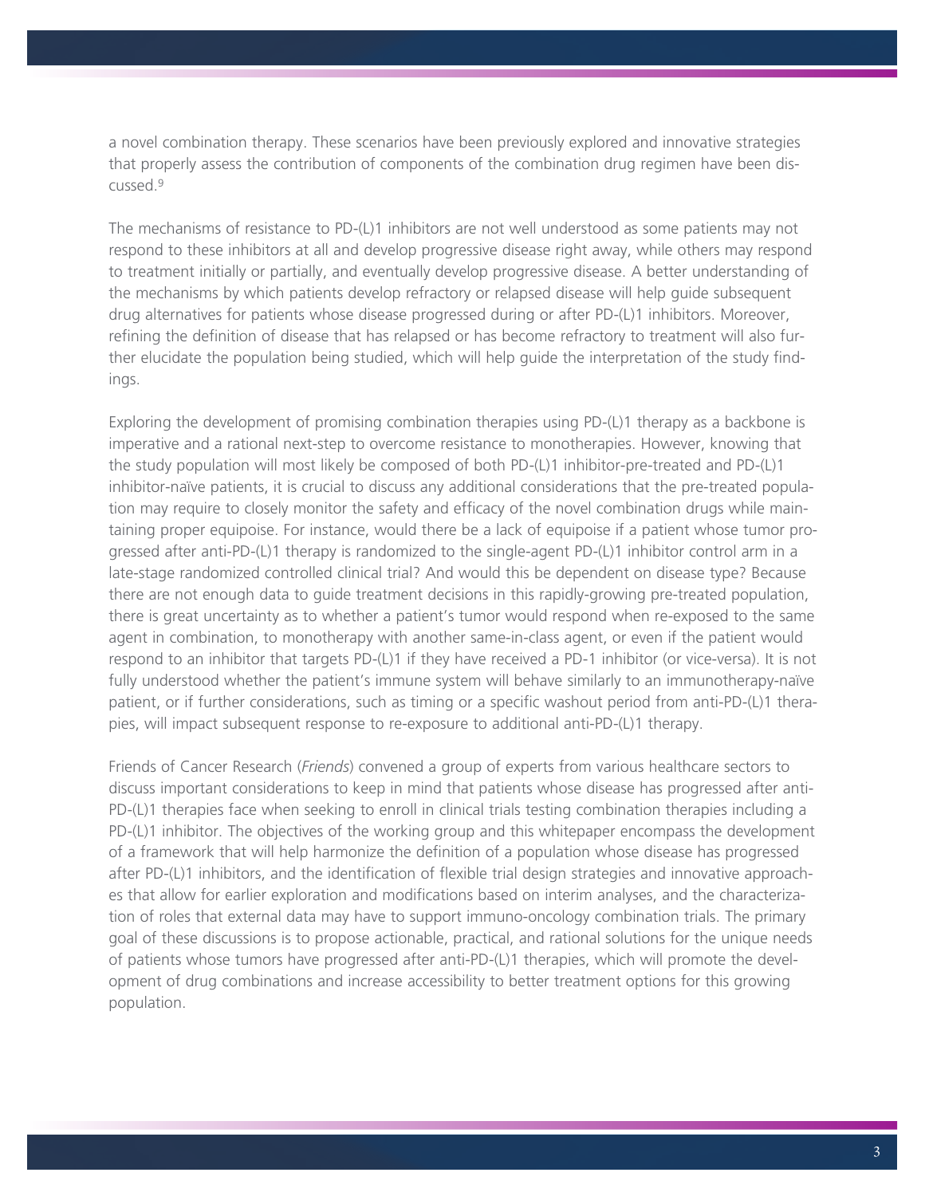a novel combination therapy. These scenarios have been previously explored and innovative strategies that properly assess the contribution of components of the combination drug regimen have been discussed.[9]

The mechanisms of resistance to PD-(L)1 inhibitors are not well understood as some patients may not respond to these inhibitors at all and develop progressive disease right away, while others may respond to treatment initially or partially, and eventually develop progressive disease. A better understanding of the mechanisms by which patients develop refractory or relapsed disease will help guide subsequent drug alternatives for patients whose disease progressed during or after PD-(L)1 inhibitors. Moreover, refining the definition of disease that has relapsed or has become refractory to treatment will also further elucidate the population being studied, which will help guide the interpretation of the study findings.

Exploring the development of promising combination therapies using PD-(L)1 therapy as a backbone is imperative and a rational next-step to overcome resistance to monotherapies. However, knowing that the study population will most likely be composed of both PD-(L)1 inhibitor-pre-treated and PD-(L)1 inhibitor-naïve patients, it is crucial to discuss any additional considerations that the pre-treated population may require to closely monitor the safety and efficacy of the novel combination drugs while maintaining proper equipoise. For instance, would there be a lack of equipoise if a patient whose tumor progressed after anti-PD-(L)1 therapy is randomized to the single-agent PD-(L)1 inhibitor control arm in a late-stage randomized controlled clinical trial? And would this be dependent on disease type? Because there are not enough data to guide treatment decisions in this rapidly-growing pre-treated population, there is great uncertainty as to whether a patient's tumor would respond when re-exposed to the same agent in combination, to monotherapy with another same-in-class agent, or even if the patient would respond to an inhibitor that targets PD-(L)1 if they have received a PD-1 inhibitor (or vice-versa). It is not fully understood whether the patient's immune system will behave similarly to an immunotherapy-naïve patient, or if further considerations, such as timing or a specific washout period from anti-PD-(L)1 therapies, will impact subsequent response to re-exposure to additional anti-PD-(L)1 therapy.

Friends of Cancer Research (*Friends*) convened a group of experts from various healthcare sectors to discuss important considerations to keep in mind that patients whose disease has progressed after anti-PD-(L)1 therapies face when seeking to enroll in clinical trials testing combination therapies including a PD-(L)1 inhibitor. The objectives of the working group and this whitepaper encompass the development of a framework that will help harmonize the definition of a population whose disease has progressed after PD-(L)1 inhibitors, and the identification of flexible trial design strategies and innovative approaches that allow for earlier exploration and modifications based on interim analyses, and the characterization of roles that external data may have to support immuno-oncology combination trials. The primary goal of these discussions is to propose actionable, practical, and rational solutions for the unique needs of patients whose tumors have progressed after anti-PD-(L)1 therapies, which will promote the development of drug combinations and increase accessibility to better treatment options for this growing population.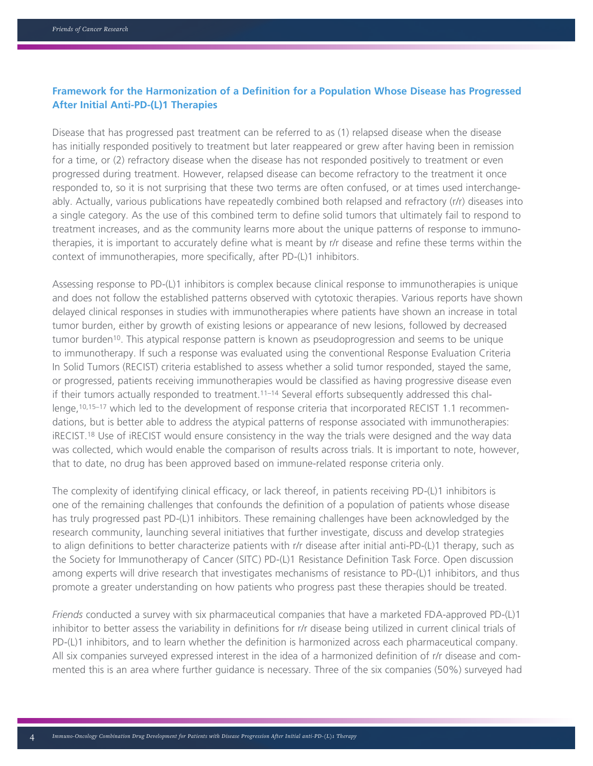### Framework for the Harmonization of a Definition for a Population Whose Disease has Progressed After Initial Anti-PD-(L)1 Therapies

Disease that has progressed past treatment can be referred to as (1) relapsed disease when the disease has initially responded positively to treatment but later reappeared or grew after having been in remission for a time, or (2) refractory disease when the disease has not responded positively to treatment or even progressed during treatment. However, relapsed disease can become refractory to the treatment it once responded to, so it is not surprising that these two terms are often confused, or at times used interchangeably. Actually, various publications have repeatedly combined both relapsed and refractory (r/r) diseases into a single category. As the use of this combined term to define solid tumors that ultimately fail to respond to treatment increases, and as the community learns more about the unique patterns of response to immunotherapies, it is important to accurately define what is meant by r/r disease and refine these terms within the context of immunotherapies, more specifically, after PD-(L)1 inhibitors.

Assessing response to PD-(L)1 inhibitors is complex because clinical response to immunotherapies is unique and does not follow the established patterns observed with cytotoxic therapies. Various reports have shown delayed clinical responses in studies with immunotherapies where patients have shown an increase in total tumor burden, either by growth of existing lesions or appearance of new lesions, followed by decreased tumor burden[10]. This atypical response pattern is known as pseudoprogression and seems to be unique to immunotherapy. If such a response was evaluated using the conventional Response Evaluation Criteria In Solid Tumors (RECIST) criteria established to assess whether a solid tumor responded, stayed the same, or progressed, patients receiving immunotherapies would be classified as having progressive disease even if their tumors actually responded to treatment.[11–14] Several efforts subsequently addressed this challenge,[10,15–17] which led to the development of response criteria that incorporated RECIST 1.1 recommendations, but is better able to address the atypical patterns of response associated with immunotherapies: iRECIST.[18] Use of iRECIST would ensure consistency in the way the trials were designed and the way data was collected, which would enable the comparison of results across trials. It is important to note, however, that to date, no drug has been approved based on immune-related response criteria only.

The complexity of identifying clinical efficacy, or lack thereof, in patients receiving PD-(L)1 inhibitors is one of the remaining challenges that confounds the definition of a population of patients whose disease has truly progressed past PD-(L)1 inhibitors. These remaining challenges have been acknowledged by the research community, launching several initiatives that further investigate, discuss and develop strategies to align definitions to better characterize patients with r/r disease after initial anti-PD-(L)1 therapy, such as the Society for Immunotherapy of Cancer (SITC) PD-(L)1 Resistance Definition Task Force. Open discussion among experts will drive research that investigates mechanisms of resistance to PD-(L)1 inhibitors, and thus promote a greater understanding on how patients who progress past these therapies should be treated.

*Friends* conducted a survey with six pharmaceutical companies that have a marketed FDA-approved PD-(L)1 inhibitor to better assess the variability in definitions for r/r disease being utilized in current clinical trials of PD-(L)1 inhibitors, and to learn whether the definition is harmonized across each pharmaceutical company. All six companies surveyed expressed interest in the idea of a harmonized definition of r/r disease and commented this is an area where further guidance is necessary. Three of the six companies (50%) surveyed had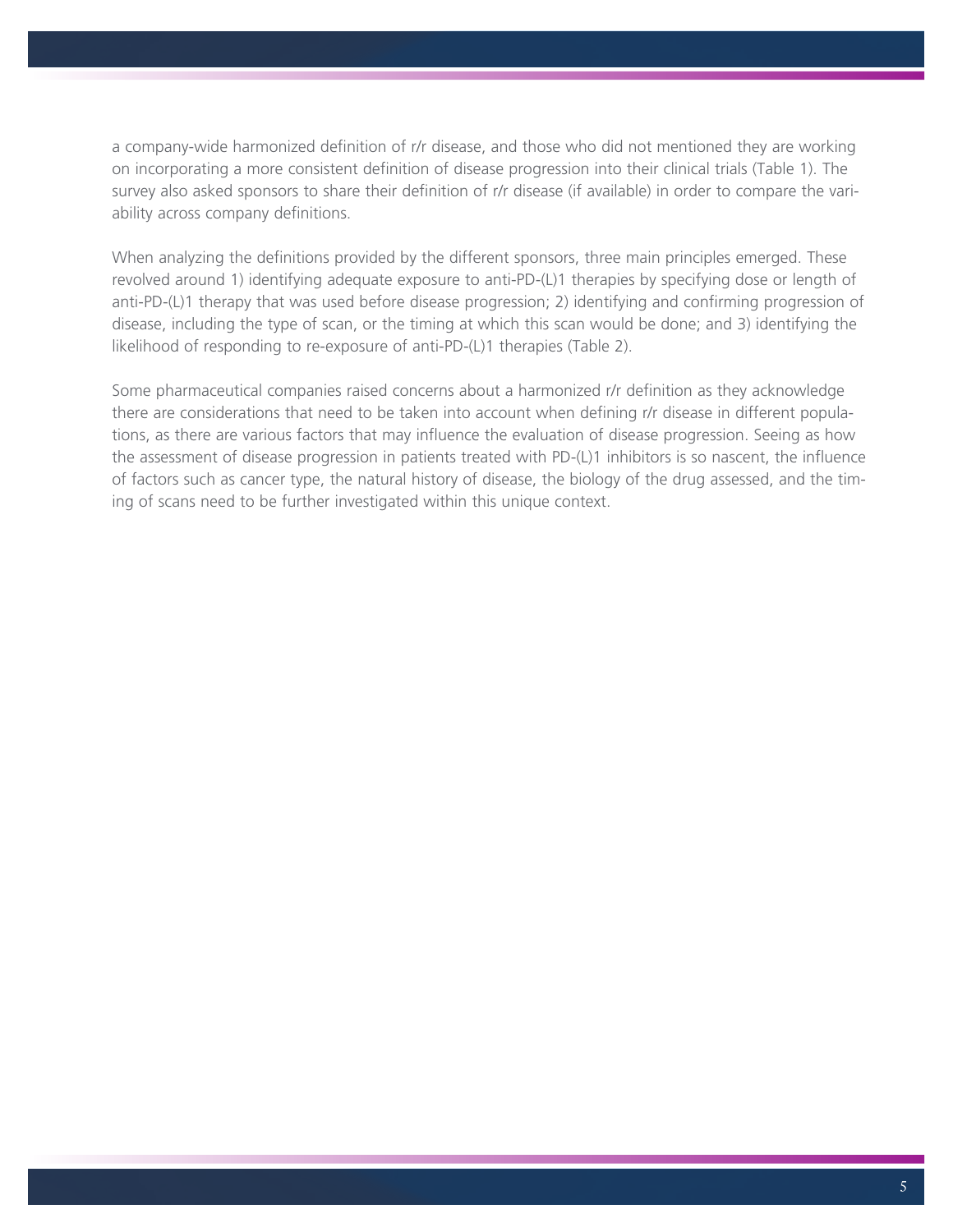a company-wide harmonized definition of r/r disease, and those who did not mentioned they are working on incorporating a more consistent definition of disease progression into their clinical trials (Table 1). The survey also asked sponsors to share their definition of r/r disease (if available) in order to compare the variability across company definitions.

When analyzing the definitions provided by the different sponsors, three main principles emerged. These revolved around 1) identifying adequate exposure to anti-PD-(L)1 therapies by specifying dose or length of anti-PD-(L)1 therapy that was used before disease progression; 2) identifying and confirming progression of disease, including the type of scan, or the timing at which this scan would be done; and 3) identifying the likelihood of responding to re-exposure of anti-PD-(L)1 therapies (Table 2).

Some pharmaceutical companies raised concerns about a harmonized r/r definition as they acknowledge there are considerations that need to be taken into account when defining r/r disease in different populations, as there are various factors that may influence the evaluation of disease progression. Seeing as how the assessment of disease progression in patients treated with PD-(L)1 inhibitors is so nascent, the influence of factors such as cancer type, the natural history of disease, the biology of the drug assessed, and the timing of scans need to be further investigated within this unique context.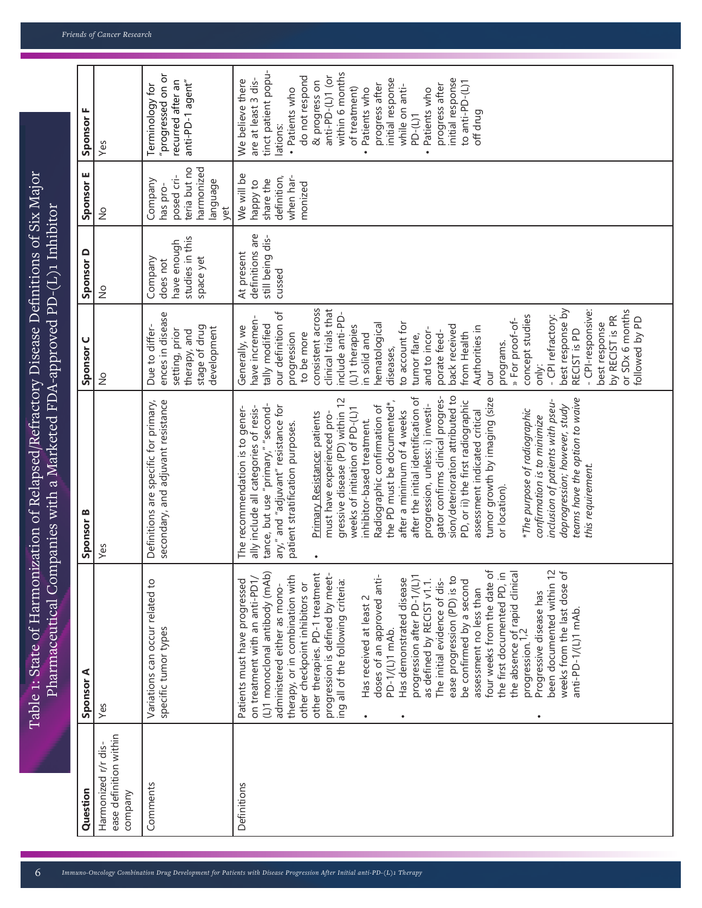# Table 1: State of Harmonization of Relapsed/Refractory Disease Definitions of Six Major Pharmaceutical Companies with a Marketed FDA-approved PD-(L)1 Inhibitor

| Question | Sponsor A | Sponsor B | Sponsor C | Sponsor D | Sponsor E | Sponsor F |
|---|---|---|---|---|---|---|
| Harmonized r/r disease definition within company | Yes | Yes | No | No | No | Yes |
| Comments | Variations can occur related to specific tumor types | Definitions are specific for primary, secondary, and adjuvant resistance | Due to differences in disease setting, prior therapy, and stage of drug development | Company does not have enough studies in this space yet | Company has proposed criteria but no harmonized language yet | Terminology for "progressed on or recurred after an anti-PD-1 agent" |
| Definitions | Patients must have progressed on treatment with an anti-PD1/(L)1 monoclonal antibody (mAb) administered either as monotherapy, or in combination with other checkpoint inhibitors or other therapies. PD-1 treatment progression is defined by meeting all of the following criteria: <br>• Has received at least 2 doses of an approved anti-PD-1/(L)1 mAb. <br>• Has demonstrated disease progression after PD-1/(L)1 as defined by RECIST v1.1. The initial evidence of disease progression (PD) is to be confirmed by a second assessment no less than four weeks from the date of the first documented PD, in the absence of rapid clinical progression.[1,2] <br>• Progressive disease has been documented within 12 weeks from the last dose of anti-PD-1/(L)1 mAb. | The recommendation is to generally include all categories of resistance, but use "primary," "secondary," and "adjuvant" resistance for patient stratification purposes. <br>• Primary Resistance: patients must have experienced progressive disease (PD) within 12 weeks of initiation of PD-(L)1 inhibitor-based treatment. Radiographic confirmation of the PD must be documented\*, after a minimum of 4 weeks after the initial identification of progression, unless: i) investigator confirms clinical progression/deterioration attributed to PD, or ii) the first radiographic assessment indicated critical tumor growth by imaging (size or location). <br><br>*\*The purpose of radiographic confirmation is to minimize inclusion of patients with pseudoprogression; however, study teams have the option to waive this requirement.* | Generally, we have incrementally modified our definition of progression to be more consistent across clinical trials that include anti-PD-(L)1 therapies in solid and hematological diseases, to account for tumor flare, and to incorporate feedback received from Health Authorities in our programs. <br>» For proof-of-concept studies only: <br>- CPI refractory: best response by RECIST is PD <br>- CPI-responsive: best response by RECIST is PR or SDx 6 months followed by PD | At present definitions are still being discussed | We will be happy to share the definition, when harmonized | We believe there are at least 3 distinct patient populations: <br>• Patients who do not respond & progress on anti-PD-(L)1 (or within 6 months of treatment) <br>• Patients who progress after initial response while on anti-PD-(L)1 <br>• Patients who progress after initial response to anti-PD-(L)1 off drug |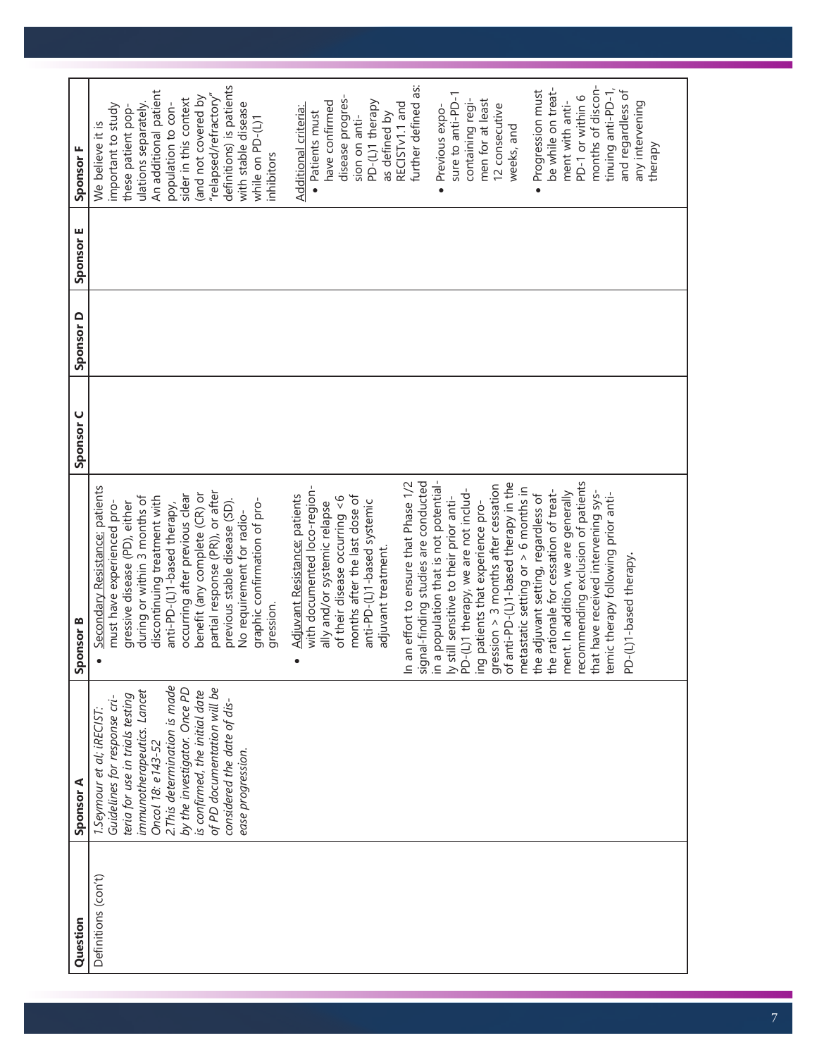| Question | Sponsor A | Sponsor B | Sponsor C | Sponsor D | Sponsor E | Sponsor F |
|---|---|---|---|---|---|---|
| Definitions (con't) | *1.Seymour et al; iRECIST: Guidelines for response criteria for use in trials testing immunotherapeutics. Lancet Oncol 18: e143-52*<br>*2.This determination is made by the investigator. Once PD is confirmed, the initial date of PD documentation will be considered the date of disease progression.* | • <u>Secondary Resistance</u>: patients must have experienced progressive disease (PD), either during or within 3 months of discontinuing treatment with anti-PD-(L)1-based therapy, occurring after previous clear benefit (any complete (CR) or partial response (PR)), or after previous stable disease (SD). No requirement for radiographic confirmation of progression.<br>• <u>Adjuvant Resistance</u>: patients with documented loco-regionally and/or systemic relapse of their disease occurring <6 months after the last dose of anti-PD-(L)1-based systemic adjuvant treatment.<br><br>In an effort to ensure that Phase 1/2 signal-finding studies are conducted in a population that is not potentially still sensitive to their prior anti-PD-(L)1 therapy, we are not including patients that experience progression > 3 months after cessation of anti-PD-(L)1-based therapy in the metastatic setting or > 6 months in the adjuvant setting, regardless of the rationale for cessation of treatment. In addition, we are generally recommending exclusion of patients that have received intervening systemic therapy following prior anti-PD-(L)1-based therapy. | | | | We believe it is important to study these patient populations separately. An additional patient population to consider in this context (and not covered by "relapsed/refractory" definitions) is patients with stable disease while on PD-(L)1 inhibitors<br><br><u>Additional criteria:</u><br>• Patients must have confirmed disease progression on anti-PD-(L)1 therapy as defined by RECISTv1.1 and further defined as:<br>• Previous exposure to anti-PD-1 containing regimen for at least 12 consecutive weeks, and<br>• Progression must be while on treatment with anti-PD-1 or within 6 months of discontinuing anti-PD-1, and regardless of any intervening therapy |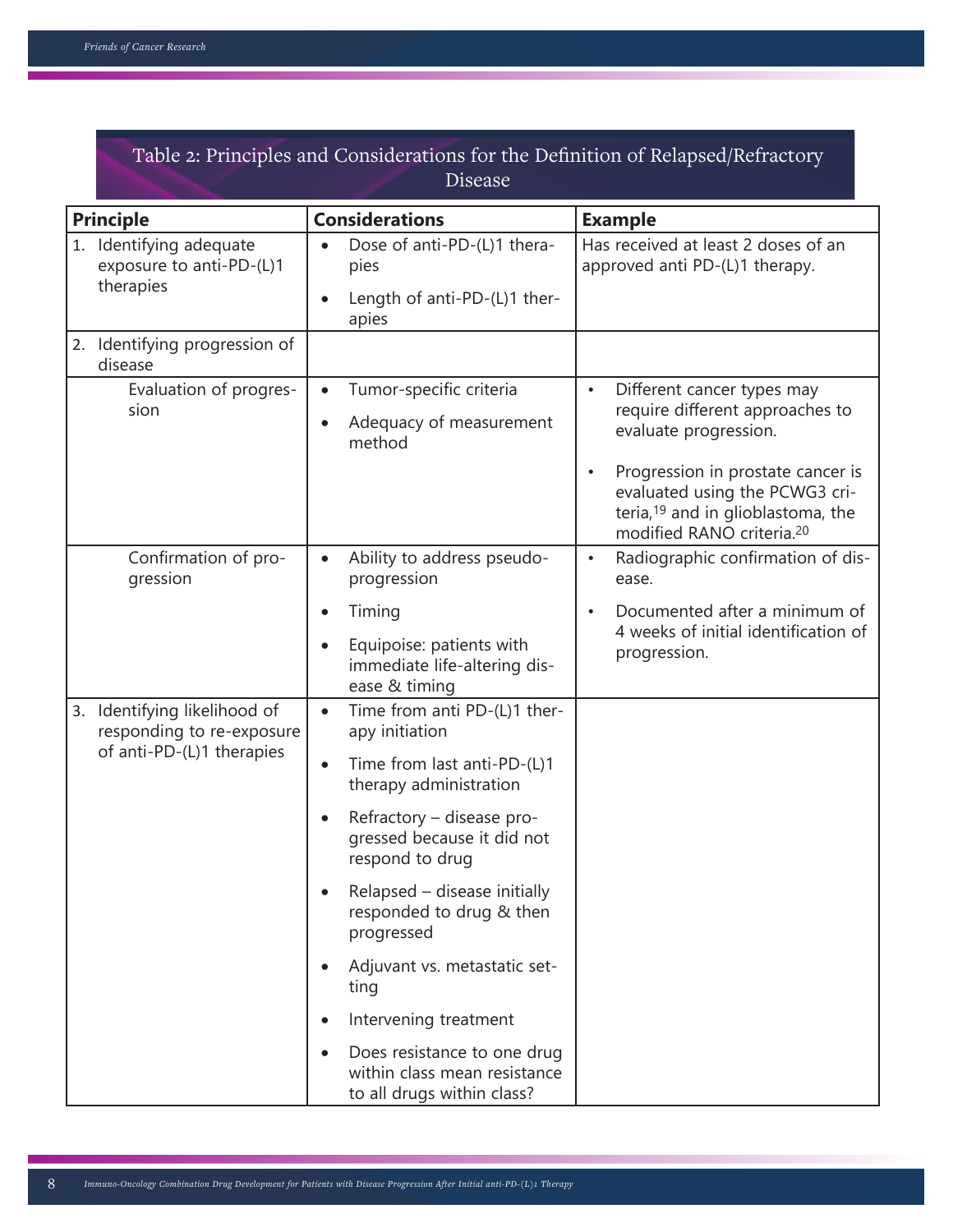## Table 2: Principles and Considerations for the Definition of Relapsed/Refractory Disease

| Principle | Considerations | Example |
|---|---|---|
| 1. Identifying adequate exposure to anti-PD-(L)1 therapies | • Dose of anti-PD-(L)1 therapies<br>• Length of anti-PD-(L)1 therapies | Has received at least 2 doses of an approved anti PD-(L)1 therapy. |
| 2. Identifying progression of disease | | |
| Evaluation of progression | • Tumor-specific criteria<br>• Adequacy of measurement method | • Different cancer types may require different approaches to evaluate progression.<br>• Progression in prostate cancer is evaluated using the PCWG3 criteria,[19] and in glioblastoma, the modified RANO criteria.[20] |
| Confirmation of progression | • Ability to address pseudo-progression<br>• Timing<br>• Equipoise: patients with immediate life-altering disease & timing | • Radiographic confirmation of disease.<br>• Documented after a minimum of 4 weeks of initial identification of progression. |
| 3. Identifying likelihood of responding to re-exposure of anti-PD-(L)1 therapies | • Time from anti PD-(L)1 therapy initiation<br>• Time from last anti-PD-(L)1 therapy administration<br>• Refractory – disease progressed because it did not respond to drug<br>• Relapsed – disease initially responded to drug & then progressed<br>• Adjuvant vs. metastatic setting<br>• Intervening treatment<br>• Does resistance to one drug within class mean resistance to all drugs within class? | |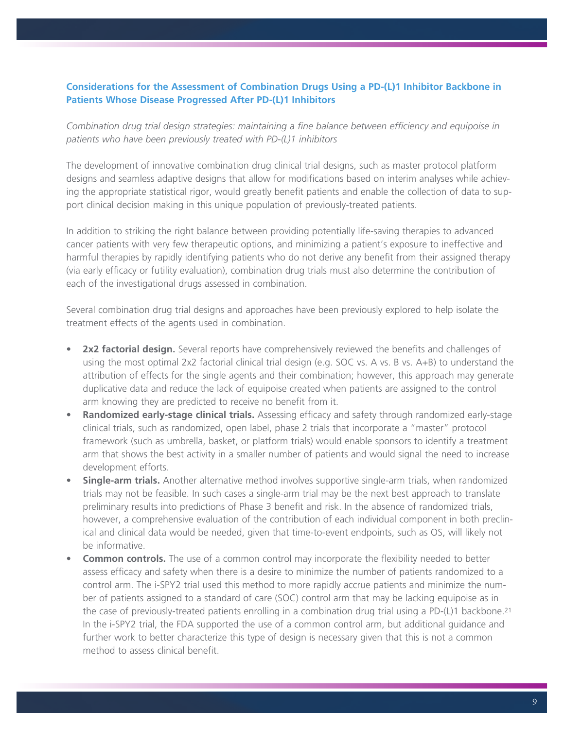### Considerations for the Assessment of Combination Drugs Using a PD-(L)1 Inhibitor Backbone in Patients Whose Disease Progressed After PD-(L)1 Inhibitors

*Combination drug trial design strategies: maintaining a fine balance between efficiency and equipoise in patients who have been previously treated with PD-(L)1 inhibitors*

The development of innovative combination drug clinical trial designs, such as master protocol platform designs and seamless adaptive designs that allow for modifications based on interim analyses while achieving the appropriate statistical rigor, would greatly benefit patients and enable the collection of data to support clinical decision making in this unique population of previously-treated patients.

In addition to striking the right balance between providing potentially life-saving therapies to advanced cancer patients with very few therapeutic options, and minimizing a patient's exposure to ineffective and harmful therapies by rapidly identifying patients who do not derive any benefit from their assigned therapy (via early efficacy or futility evaluation), combination drug trials must also determine the contribution of each of the investigational drugs assessed in combination.

Several combination drug trial designs and approaches have been previously explored to help isolate the treatment effects of the agents used in combination.

- **2x2 factorial design.** Several reports have comprehensively reviewed the benefits and challenges of using the most optimal 2x2 factorial clinical trial design (e.g. SOC vs. A vs. B vs. A+B) to understand the attribution of effects for the single agents and their combination; however, this approach may generate duplicative data and reduce the lack of equipoise created when patients are assigned to the control arm knowing they are predicted to receive no benefit from it.
- **Randomized early-stage clinical trials.** Assessing efficacy and safety through randomized early-stage clinical trials, such as randomized, open label, phase 2 trials that incorporate a "master" protocol framework (such as umbrella, basket, or platform trials) would enable sponsors to identify a treatment arm that shows the best activity in a smaller number of patients and would signal the need to increase development efforts.
- **Single-arm trials.** Another alternative method involves supportive single-arm trials, when randomized trials may not be feasible. In such cases a single-arm trial may be the next best approach to translate preliminary results into predictions of Phase 3 benefit and risk. In the absence of randomized trials, however, a comprehensive evaluation of the contribution of each individual component in both preclinical and clinical data would be needed, given that time-to-event endpoints, such as OS, will likely not be informative.
- **Common controls.** The use of a common control may incorporate the flexibility needed to better assess efficacy and safety when there is a desire to minimize the number of patients randomized to a control arm. The i-SPY2 trial used this method to more rapidly accrue patients and minimize the number of patients assigned to a standard of care (SOC) control arm that may be lacking equipoise as in the case of previously-treated patients enrolling in a combination drug trial using a PD-(L)1 backbone.[21] In the i-SPY2 trial, the FDA supported the use of a common control arm, but additional guidance and further work to better characterize this type of design is necessary given that this is not a common method to assess clinical benefit.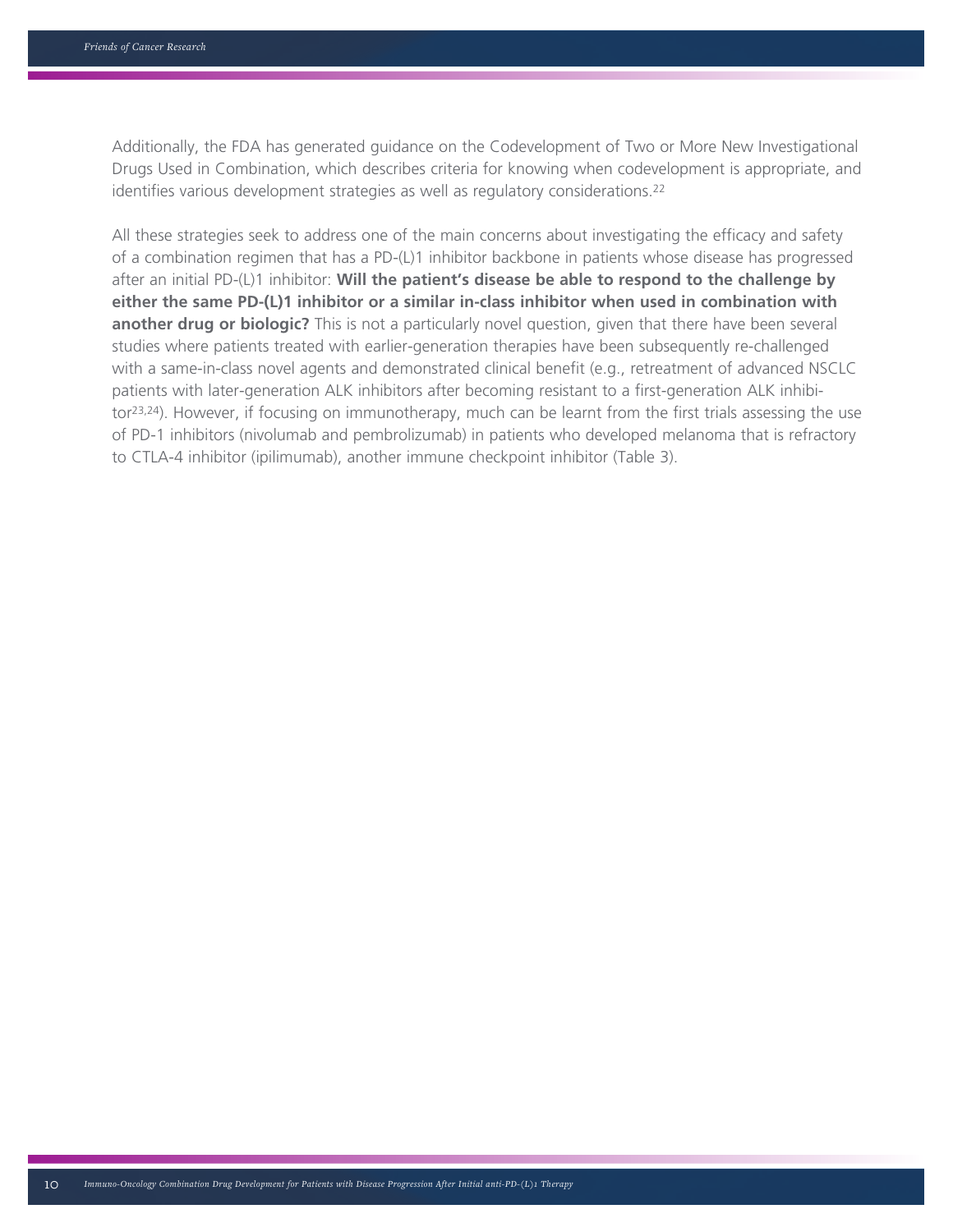Additionally, the FDA has generated guidance on the Codevelopment of Two or More New Investigational Drugs Used in Combination, which describes criteria for knowing when codevelopment is appropriate, and identifies various development strategies as well as regulatory considerations.[22]

All these strategies seek to address one of the main concerns about investigating the efficacy and safety of a combination regimen that has a PD-(L)1 inhibitor backbone in patients whose disease has progressed after an initial PD-(L)1 inhibitor: **Will the patient's disease be able to respond to the challenge by either the same PD-(L)1 inhibitor or a similar in-class inhibitor when used in combination with another drug or biologic?** This is not a particularly novel question, given that there have been several studies where patients treated with earlier-generation therapies have been subsequently re-challenged with a same-in-class novel agents and demonstrated clinical benefit (e.g., retreatment of advanced NSCLC patients with later-generation ALK inhibitors after becoming resistant to a first-generation ALK inhibitor[23,24]). However, if focusing on immunotherapy, much can be learnt from the first trials assessing the use of PD-1 inhibitors (nivolumab and pembrolizumab) in patients who developed melanoma that is refractory to CTLA-4 inhibitor (ipilimumab), another immune checkpoint inhibitor (Table 3).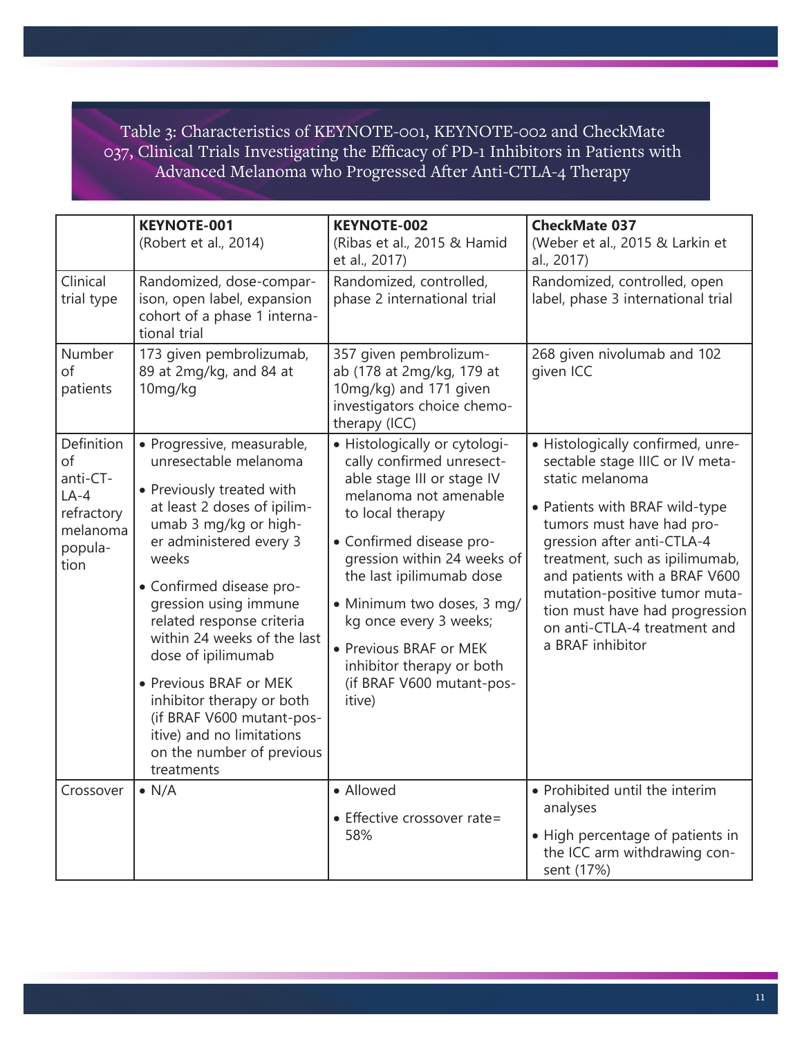Table 3: Characteristics of KEYNOTE-001, KEYNOTE-002 and CheckMate 037, Clinical Trials Investigating the Efficacy of PD-1 Inhibitors in Patients with Advanced Melanoma who Progressed After Anti-CTLA-4 Therapy

| | **KEYNOTE-001** (Robert et al., 2014) | **KEYNOTE-002** (Ribas et al., 2015 & Hamid et al., 2017) | **CheckMate 037** (Weber et al., 2015 & Larkin et al., 2017) |
|---|---|---|---|
| Clinical trial type | Randomized, dose-comparison, open label, expansion cohort of a phase 1 international trial | Randomized, controlled, phase 2 international trial | Randomized, controlled, open label, phase 3 international trial |
| Number of patients | 173 given pembrolizumab, 89 at 2mg/kg, and 84 at 10mg/kg | 357 given pembrolizumab (178 at 2mg/kg, 179 at 10mg/kg) and 171 given investigators choice chemotherapy (ICC) | 268 given nivolumab and 102 given ICC |
| Definition of anti-CTLA-4 refractory melanoma population | • Progressive, measurable, unresectable melanoma<br>• Previously treated with at least 2 doses of ipilimumab 3 mg/kg or higher administered every 3 weeks<br>• Confirmed disease progression using immune related response criteria within 24 weeks of the last dose of ipilimumab<br>• Previous BRAF or MEK inhibitor therapy or both (if BRAF V600 mutant-positive) and no limitations on the number of previous treatments | • Histologically or cytologically confirmed unresectable stage III or stage IV melanoma not amenable to local therapy<br>• Confirmed disease progression within 24 weeks of the last ipilimumab dose<br>• Minimum two doses, 3 mg/kg once every 3 weeks;<br>• Previous BRAF or MEK inhibitor therapy or both (if BRAF V600 mutant-positive) | • Histologically confirmed, unresectable stage IIIC or IV metastatic melanoma<br>• Patients with BRAF wild-type tumors must have had progression after anti-CTLA-4 treatment, such as ipilimumab, and patients with a BRAF V600 mutation-positive tumor mutation must have had progression on anti-CTLA-4 treatment and a BRAF inhibitor |
| Crossover | • N/A | • Allowed<br>• Effective crossover rate= 58% | • Prohibited until the interim analyses<br>• High percentage of patients in the ICC arm withdrawing consent (17%) |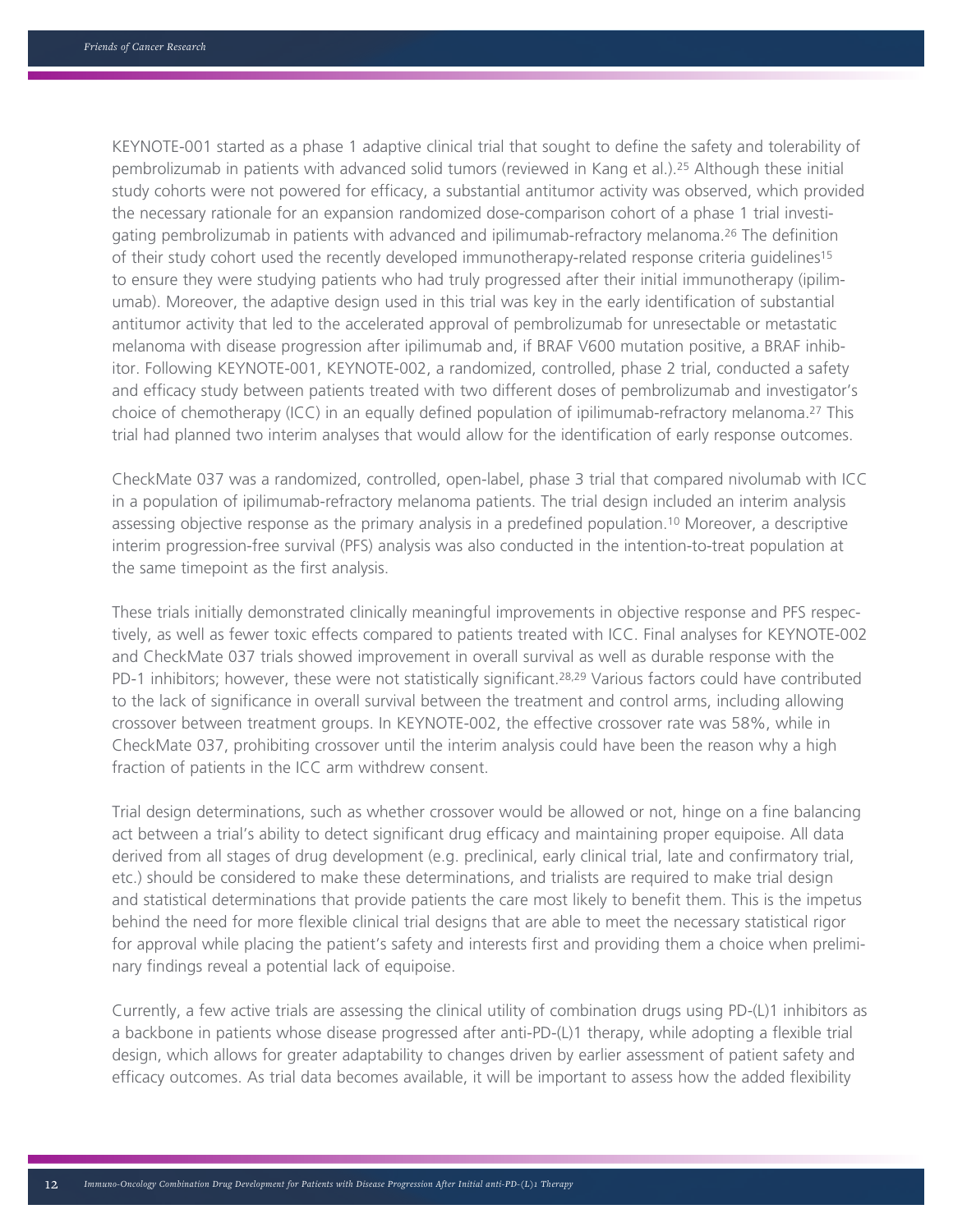KEYNOTE-001 started as a phase 1 adaptive clinical trial that sought to define the safety and tolerability of pembrolizumab in patients with advanced solid tumors (reviewed in Kang et al.).[25] Although these initial study cohorts were not powered for efficacy, a substantial antitumor activity was observed, which provided the necessary rationale for an expansion randomized dose-comparison cohort of a phase 1 trial investigating pembrolizumab in patients with advanced and ipilimumab-refractory melanoma.[26] The definition of their study cohort used the recently developed immunotherapy-related response criteria guidelines[15] to ensure they were studying patients who had truly progressed after their initial immunotherapy (ipilimumab). Moreover, the adaptive design used in this trial was key in the early identification of substantial antitumor activity that led to the accelerated approval of pembrolizumab for unresectable or metastatic melanoma with disease progression after ipilimumab and, if BRAF V600 mutation positive, a BRAF inhibitor. Following KEYNOTE-001, KEYNOTE-002, a randomized, controlled, phase 2 trial, conducted a safety and efficacy study between patients treated with two different doses of pembrolizumab and investigator's choice of chemotherapy (ICC) in an equally defined population of ipilimumab-refractory melanoma.[27] This trial had planned two interim analyses that would allow for the identification of early response outcomes.

CheckMate 037 was a randomized, controlled, open-label, phase 3 trial that compared nivolumab with ICC in a population of ipilimumab-refractory melanoma patients. The trial design included an interim analysis assessing objective response as the primary analysis in a predefined population.[10] Moreover, a descriptive interim progression-free survival (PFS) analysis was also conducted in the intention-to-treat population at the same timepoint as the first analysis.

These trials initially demonstrated clinically meaningful improvements in objective response and PFS respectively, as well as fewer toxic effects compared to patients treated with ICC. Final analyses for KEYNOTE-002 and CheckMate 037 trials showed improvement in overall survival as well as durable response with the PD-1 inhibitors; however, these were not statistically significant.[28,29] Various factors could have contributed to the lack of significance in overall survival between the treatment and control arms, including allowing crossover between treatment groups. In KEYNOTE-002, the effective crossover rate was 58%, while in CheckMate 037, prohibiting crossover until the interim analysis could have been the reason why a high fraction of patients in the ICC arm withdrew consent.

Trial design determinations, such as whether crossover would be allowed or not, hinge on a fine balancing act between a trial's ability to detect significant drug efficacy and maintaining proper equipoise. All data derived from all stages of drug development (e.g. preclinical, early clinical trial, late and confirmatory trial, etc.) should be considered to make these determinations, and trialists are required to make trial design and statistical determinations that provide patients the care most likely to benefit them. This is the impetus behind the need for more flexible clinical trial designs that are able to meet the necessary statistical rigor for approval while placing the patient's safety and interests first and providing them a choice when preliminary findings reveal a potential lack of equipoise.

Currently, a few active trials are assessing the clinical utility of combination drugs using PD-(L)1 inhibitors as a backbone in patients whose disease progressed after anti-PD-(L)1 therapy, while adopting a flexible trial design, which allows for greater adaptability to changes driven by earlier assessment of patient safety and efficacy outcomes. As trial data becomes available, it will be important to assess how the added flexibility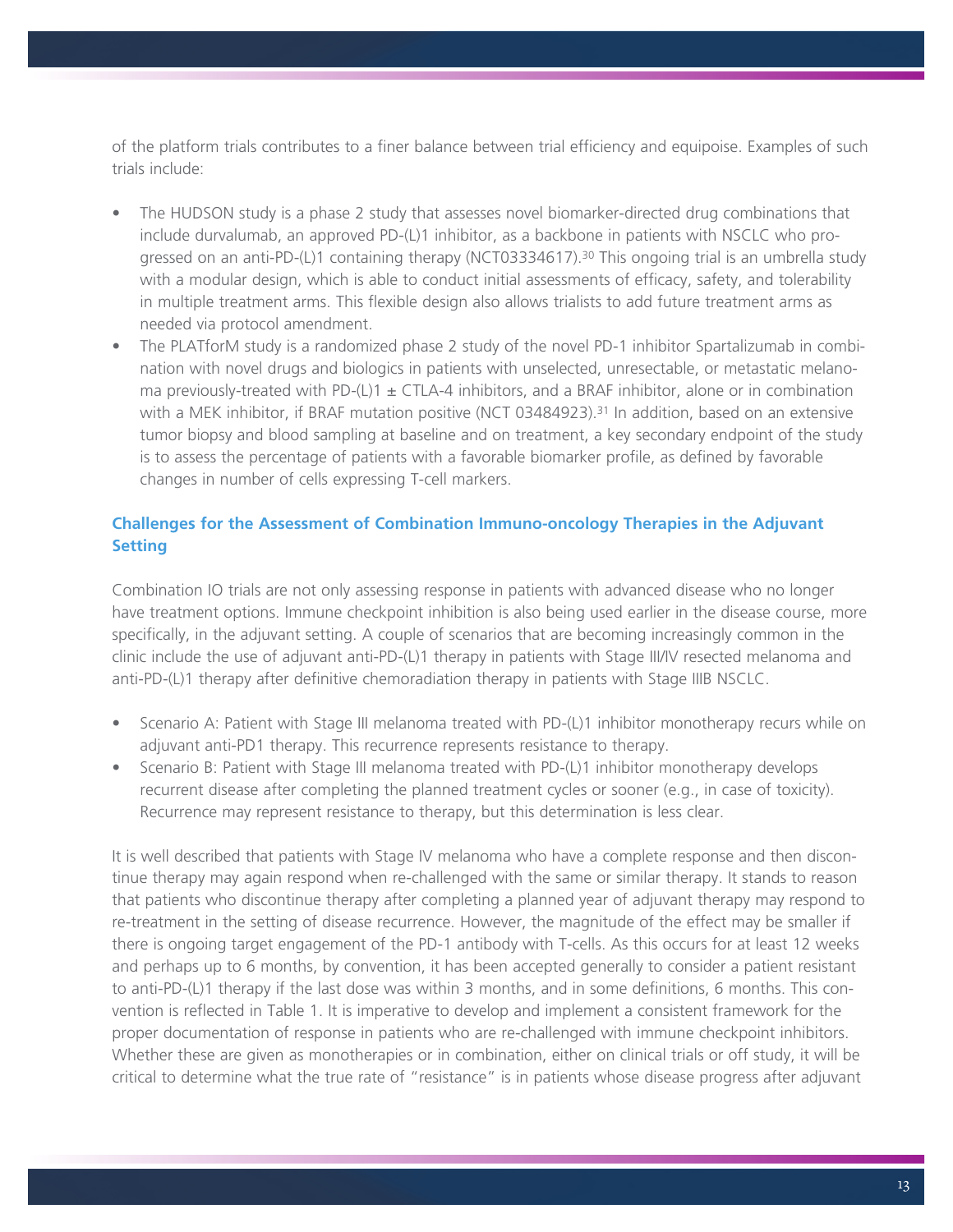of the platform trials contributes to a finer balance between trial efficiency and equipoise. Examples of such trials include:

- The HUDSON study is a phase 2 study that assesses novel biomarker-directed drug combinations that include durvalumab, an approved PD-(L)1 inhibitor, as a backbone in patients with NSCLC who progressed on an anti-PD-(L)1 containing therapy (NCT03334617).[30] This ongoing trial is an umbrella study with a modular design, which is able to conduct initial assessments of efficacy, safety, and tolerability in multiple treatment arms. This flexible design also allows trialists to add future treatment arms as needed via protocol amendment.
- The PLATforM study is a randomized phase 2 study of the novel PD-1 inhibitor Spartalizumab in combination with novel drugs and biologics in patients with unselected, unresectable, or metastatic melanoma previously-treated with PD-(L)1 ± CTLA-4 inhibitors, and a BRAF inhibitor, alone or in combination with a MEK inhibitor, if BRAF mutation positive (NCT 03484923).[31] In addition, based on an extensive tumor biopsy and blood sampling at baseline and on treatment, a key secondary endpoint of the study is to assess the percentage of patients with a favorable biomarker profile, as defined by favorable changes in number of cells expressing T-cell markers.

### Challenges for the Assessment of Combination Immuno-oncology Therapies in the Adjuvant Setting

Combination IO trials are not only assessing response in patients with advanced disease who no longer have treatment options. Immune checkpoint inhibition is also being used earlier in the disease course, more specifically, in the adjuvant setting. A couple of scenarios that are becoming increasingly common in the clinic include the use of adjuvant anti-PD-(L)1 therapy in patients with Stage III/IV resected melanoma and anti-PD-(L)1 therapy after definitive chemoradiation therapy in patients with Stage IIIB NSCLC.

- Scenario A: Patient with Stage III melanoma treated with PD-(L)1 inhibitor monotherapy recurs while on adjuvant anti-PD1 therapy. This recurrence represents resistance to therapy.
- Scenario B: Patient with Stage III melanoma treated with PD-(L)1 inhibitor monotherapy develops recurrent disease after completing the planned treatment cycles or sooner (e.g., in case of toxicity). Recurrence may represent resistance to therapy, but this determination is less clear.

It is well described that patients with Stage IV melanoma who have a complete response and then discontinue therapy may again respond when re-challenged with the same or similar therapy. It stands to reason that patients who discontinue therapy after completing a planned year of adjuvant therapy may respond to re-treatment in the setting of disease recurrence. However, the magnitude of the effect may be smaller if there is ongoing target engagement of the PD-1 antibody with T-cells. As this occurs for at least 12 weeks and perhaps up to 6 months, by convention, it has been accepted generally to consider a patient resistant to anti-PD-(L)1 therapy if the last dose was within 3 months, and in some definitions, 6 months. This convention is reflected in Table 1. It is imperative to develop and implement a consistent framework for the proper documentation of response in patients who are re-challenged with immune checkpoint inhibitors. Whether these are given as monotherapies or in combination, either on clinical trials or off study, it will be critical to determine what the true rate of "resistance" is in patients whose disease progress after adjuvant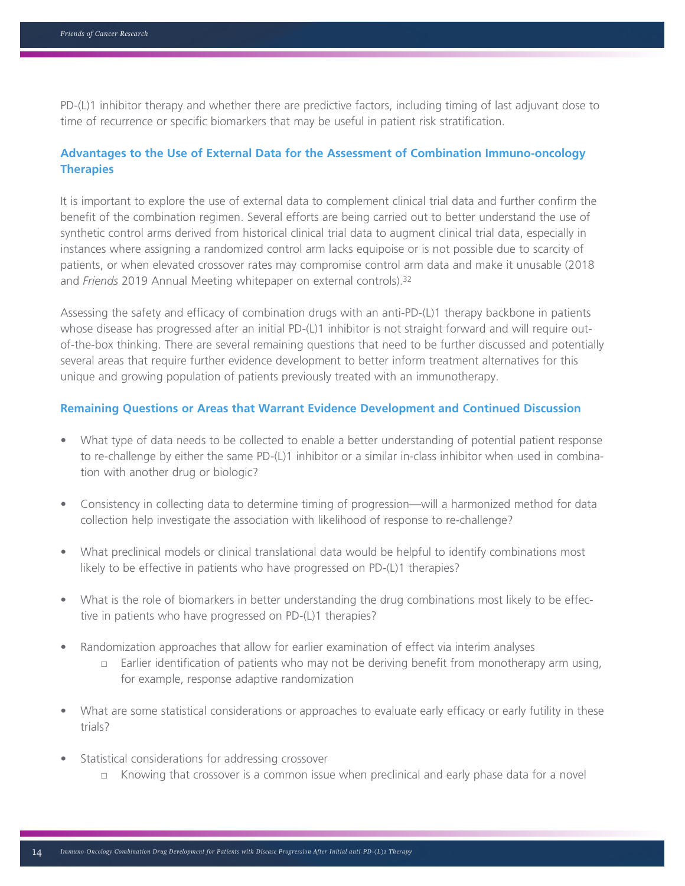PD-(L)1 inhibitor therapy and whether there are predictive factors, including timing of last adjuvant dose to time of recurrence or specific biomarkers that may be useful in patient risk stratification.

### Advantages to the Use of External Data for the Assessment of Combination Immuno-oncology Therapies

It is important to explore the use of external data to complement clinical trial data and further confirm the benefit of the combination regimen. Several efforts are being carried out to better understand the use of synthetic control arms derived from historical clinical trial data to augment clinical trial data, especially in instances where assigning a randomized control arm lacks equipoise or is not possible due to scarcity of patients, or when elevated crossover rates may compromise control arm data and make it unusable (2018 and *Friends* 2019 Annual Meeting whitepaper on external controls).[32]

Assessing the safety and efficacy of combination drugs with an anti-PD-(L)1 therapy backbone in patients whose disease has progressed after an initial PD-(L)1 inhibitor is not straight forward and will require out-of-the-box thinking. There are several remaining questions that need to be further discussed and potentially several areas that require further evidence development to better inform treatment alternatives for this unique and growing population of patients previously treated with an immunotherapy.

### Remaining Questions or Areas that Warrant Evidence Development and Continued Discussion

- What type of data needs to be collected to enable a better understanding of potential patient response to re-challenge by either the same PD-(L)1 inhibitor or a similar in-class inhibitor when used in combination with another drug or biologic?
- Consistency in collecting data to determine timing of progression—will a harmonized method for data collection help investigate the association with likelihood of response to re-challenge?
- What preclinical models or clinical translational data would be helpful to identify combinations most likely to be effective in patients who have progressed on PD-(L)1 therapies?
- What is the role of biomarkers in better understanding the drug combinations most likely to be effective in patients who have progressed on PD-(L)1 therapies?
- Randomization approaches that allow for earlier examination of effect via interim analyses
    - Earlier identification of patients who may not be deriving benefit from monotherapy arm using, for example, response adaptive randomization
- What are some statistical considerations or approaches to evaluate early efficacy or early futility in these trials?
- Statistical considerations for addressing crossover
    - Knowing that crossover is a common issue when preclinical and early phase data for a novel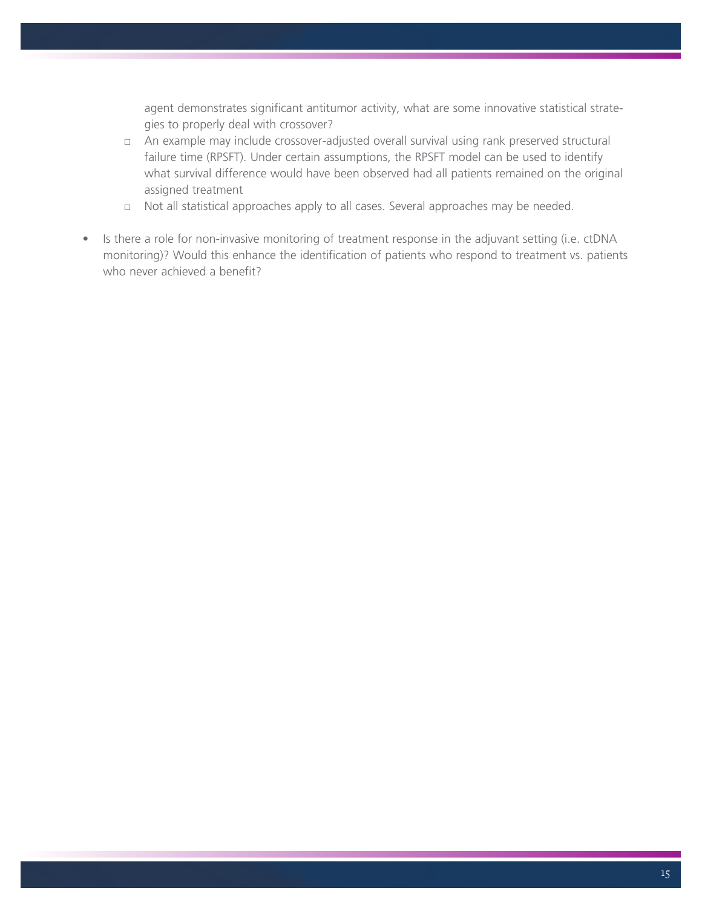agent demonstrates significant antitumor activity, what are some innovative statistical strategies to properly deal with crossover?

  - An example may include crossover-adjusted overall survival using rank preserved structural failure time (RPSFT). Under certain assumptions, the RPSFT model can be used to identify what survival difference would have been observed had all patients remained on the original assigned treatment
  - Not all statistical approaches apply to all cases. Several approaches may be needed.

- Is there a role for non-invasive monitoring of treatment response in the adjuvant setting (i.e. ctDNA monitoring)? Would this enhance the identification of patients who respond to treatment vs. patients who never achieved a benefit?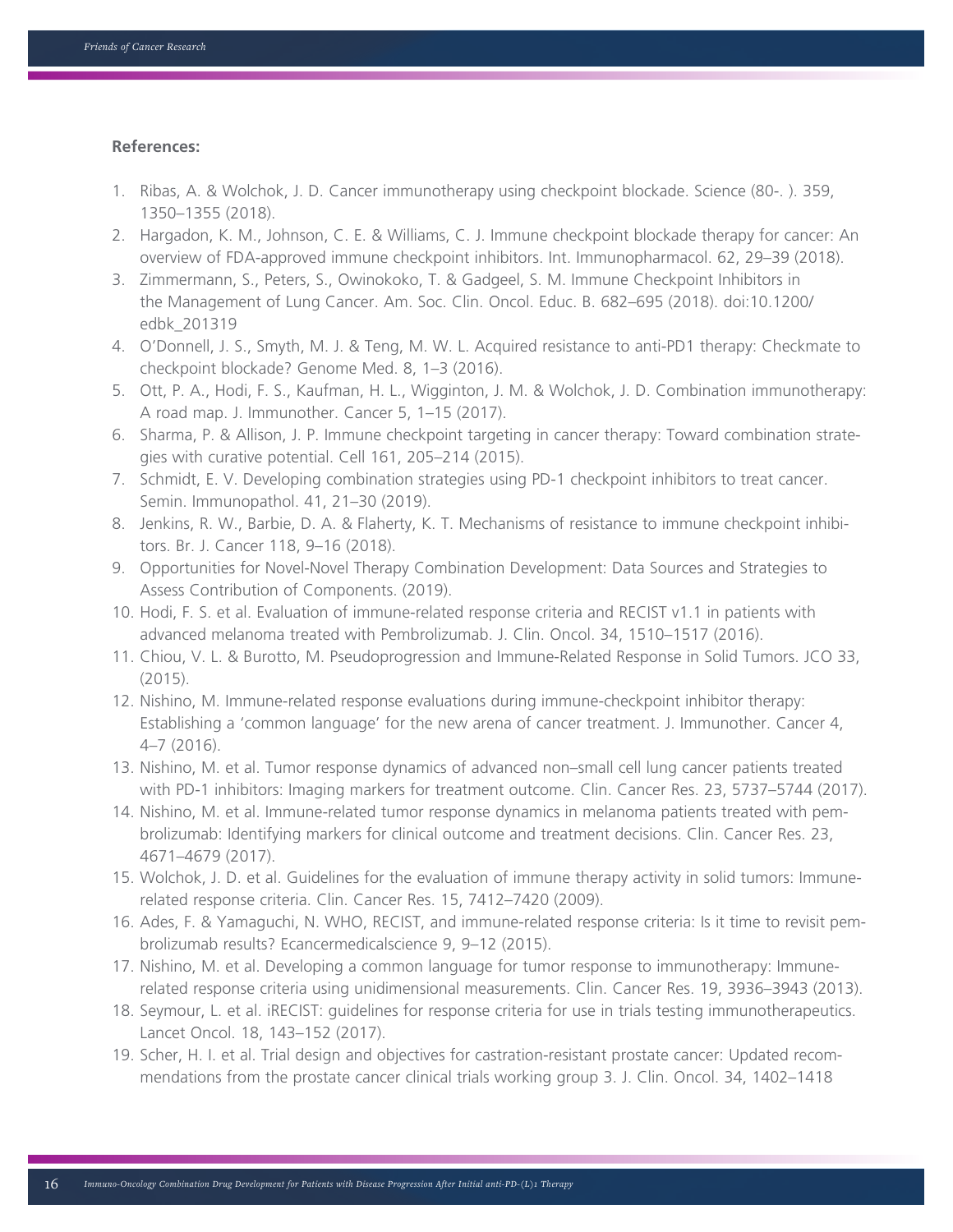**References:**

1. Ribas, A. & Wolchok, J. D. Cancer immunotherapy using checkpoint blockade. Science (80-. ). 359, 1350–1355 (2018).
2. Hargadon, K. M., Johnson, C. E. & Williams, C. J. Immune checkpoint blockade therapy for cancer: An overview of FDA-approved immune checkpoint inhibitors. Int. Immunopharmacol. 62, 29–39 (2018).
3. Zimmermann, S., Peters, S., Owinokoko, T. & Gadgeel, S. M. Immune Checkpoint Inhibitors in the Management of Lung Cancer. Am. Soc. Clin. Oncol. Educ. B. 682–695 (2018). doi:10.1200/edbk_201319
4. O'Donnell, J. S., Smyth, M. J. & Teng, M. W. L. Acquired resistance to anti-PD1 therapy: Checkmate to checkpoint blockade? Genome Med. 8, 1–3 (2016).
5. Ott, P. A., Hodi, F. S., Kaufman, H. L., Wigginton, J. M. & Wolchok, J. D. Combination immunotherapy: A road map. J. Immunother. Cancer 5, 1–15 (2017).
6. Sharma, P. & Allison, J. P. Immune checkpoint targeting in cancer therapy: Toward combination strategies with curative potential. Cell 161, 205–214 (2015).
7. Schmidt, E. V. Developing combination strategies using PD-1 checkpoint inhibitors to treat cancer. Semin. Immunopathol. 41, 21–30 (2019).
8. Jenkins, R. W., Barbie, D. A. & Flaherty, K. T. Mechanisms of resistance to immune checkpoint inhibitors. Br. J. Cancer 118, 9–16 (2018).
9. Opportunities for Novel-Novel Therapy Combination Development: Data Sources and Strategies to Assess Contribution of Components. (2019).
10. Hodi, F. S. et al. Evaluation of immune-related response criteria and RECIST v1.1 in patients with advanced melanoma treated with Pembrolizumab. J. Clin. Oncol. 34, 1510–1517 (2016).
11. Chiou, V. L. & Burotto, M. Pseudoprogression and Immune-Related Response in Solid Tumors. JCO 33, (2015).
12. Nishino, M. Immune-related response evaluations during immune-checkpoint inhibitor therapy: Establishing a 'common language' for the new arena of cancer treatment. J. Immunother. Cancer 4, 4–7 (2016).
13. Nishino, M. et al. Tumor response dynamics of advanced non–small cell lung cancer patients treated with PD-1 inhibitors: Imaging markers for treatment outcome. Clin. Cancer Res. 23, 5737–5744 (2017).
14. Nishino, M. et al. Immune-related tumor response dynamics in melanoma patients treated with pembrolizumab: Identifying markers for clinical outcome and treatment decisions. Clin. Cancer Res. 23, 4671–4679 (2017).
15. Wolchok, J. D. et al. Guidelines for the evaluation of immune therapy activity in solid tumors: Immune-related response criteria. Clin. Cancer Res. 15, 7412–7420 (2009).
16. Ades, F. & Yamaguchi, N. WHO, RECIST, and immune-related response criteria: Is it time to revisit pembrolizumab results? Ecancermedicalscience 9, 9–12 (2015).
17. Nishino, M. et al. Developing a common language for tumor response to immunotherapy: Immune-related response criteria using unidimensional measurements. Clin. Cancer Res. 19, 3936–3943 (2013).
18. Seymour, L. et al. iRECIST: guidelines for response criteria for use in trials testing immunotherapeutics. Lancet Oncol. 18, 143–152 (2017).
19. Scher, H. I. et al. Trial design and objectives for castration-resistant prostate cancer: Updated recommendations from the prostate cancer clinical trials working group 3. J. Clin. Oncol. 34, 1402–1418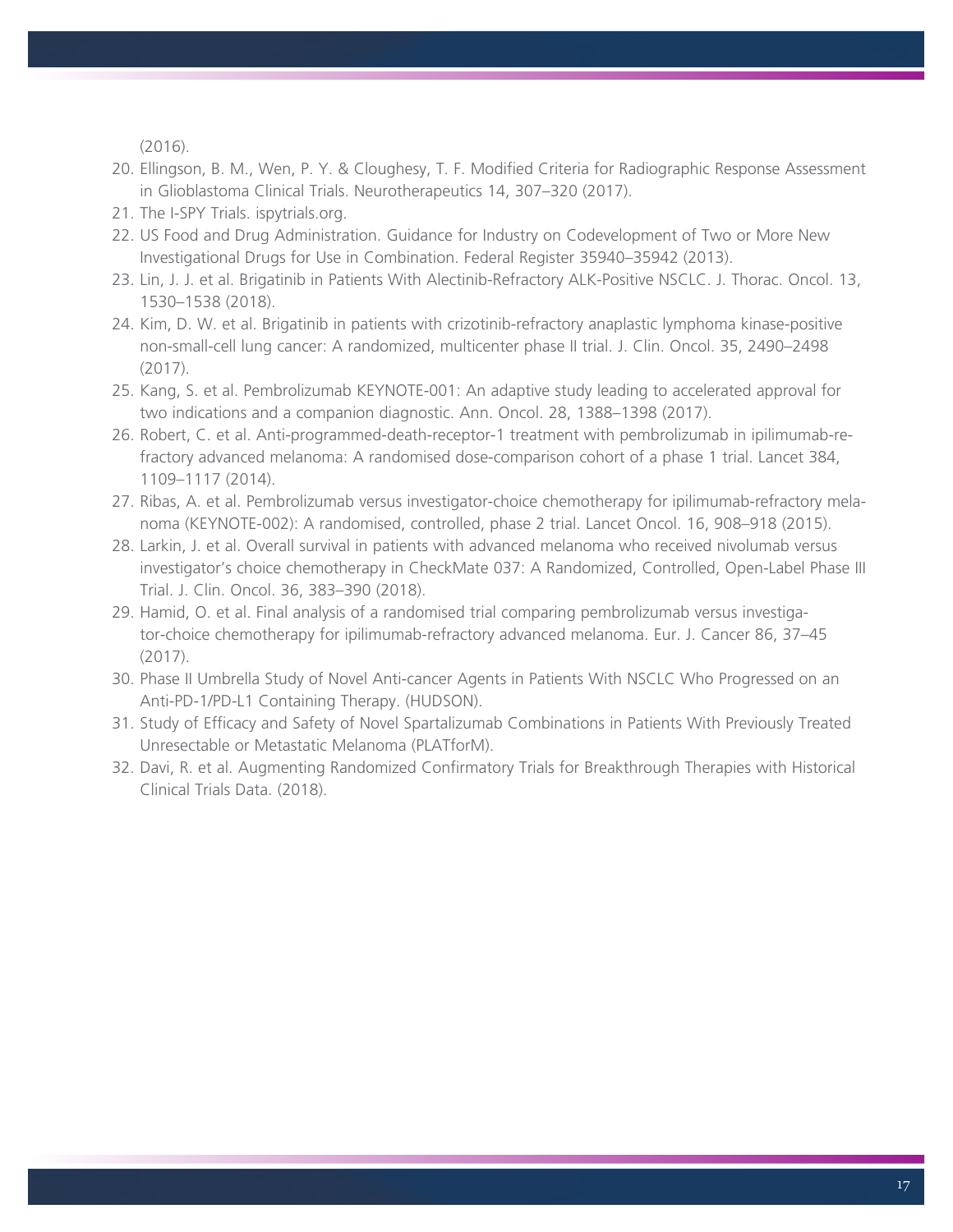(2016).

20. Ellingson, B. M., Wen, P. Y. & Cloughesy, T. F. Modified Criteria for Radiographic Response Assessment in Glioblastoma Clinical Trials. Neurotherapeutics 14, 307–320 (2017).
21. The I-SPY Trials. ispytrials.org.
22. US Food and Drug Administration. Guidance for Industry on Codevelopment of Two or More New Investigational Drugs for Use in Combination. Federal Register 35940–35942 (2013).
23. Lin, J. J. et al. Brigatinib in Patients With Alectinib-Refractory ALK-Positive NSCLC. J. Thorac. Oncol. 13, 1530–1538 (2018).
24. Kim, D. W. et al. Brigatinib in patients with crizotinib-refractory anaplastic lymphoma kinase-positive non-small-cell lung cancer: A randomized, multicenter phase II trial. J. Clin. Oncol. 35, 2490–2498 (2017).
25. Kang, S. et al. Pembrolizumab KEYNOTE-001: An adaptive study leading to accelerated approval for two indications and a companion diagnostic. Ann. Oncol. 28, 1388–1398 (2017).
26. Robert, C. et al. Anti-programmed-death-receptor-1 treatment with pembrolizumab in ipilimumab-refractory advanced melanoma: A randomised dose-comparison cohort of a phase 1 trial. Lancet 384, 1109–1117 (2014).
27. Ribas, A. et al. Pembrolizumab versus investigator-choice chemotherapy for ipilimumab-refractory melanoma (KEYNOTE-002): A randomised, controlled, phase 2 trial. Lancet Oncol. 16, 908–918 (2015).
28. Larkin, J. et al. Overall survival in patients with advanced melanoma who received nivolumab versus investigator's choice chemotherapy in CheckMate 037: A Randomized, Controlled, Open-Label Phase III Trial. J. Clin. Oncol. 36, 383–390 (2018).
29. Hamid, O. et al. Final analysis of a randomised trial comparing pembrolizumab versus investigator-choice chemotherapy for ipilimumab-refractory advanced melanoma. Eur. J. Cancer 86, 37–45 (2017).
30. Phase II Umbrella Study of Novel Anti-cancer Agents in Patients With NSCLC Who Progressed on an Anti-PD-1/PD-L1 Containing Therapy. (HUDSON).
31. Study of Efficacy and Safety of Novel Spartalizumab Combinations in Patients With Previously Treated Unresectable or Metastatic Melanoma (PLATforM).
32. Davi, R. et al. Augmenting Randomized Confirmatory Trials for Breakthrough Therapies with Historical Clinical Trials Data. (2018).